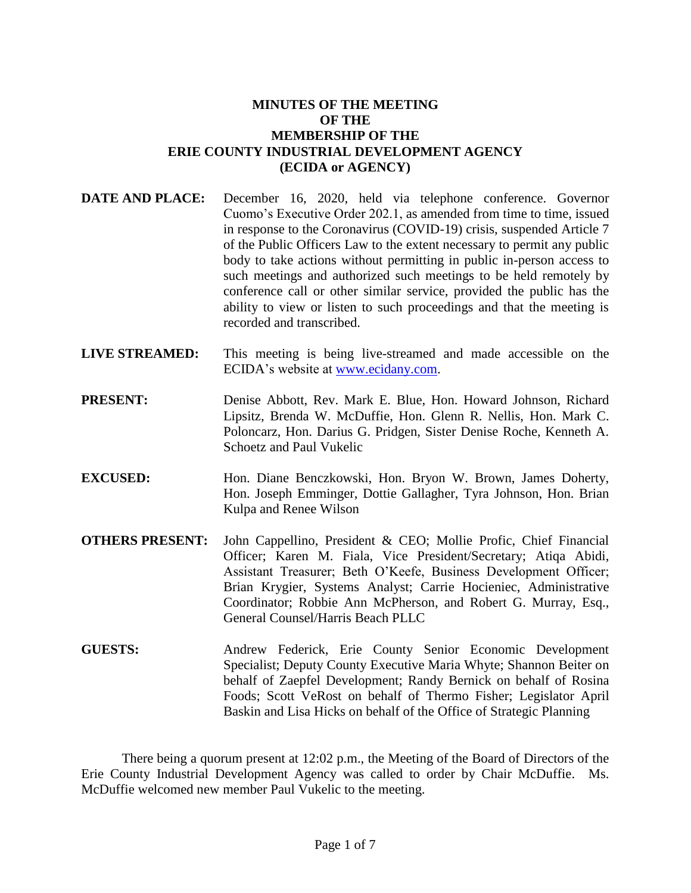**MINUTES OF THE MEETING**
**OF THE**
**MEMBERSHIP OF THE**
**ERIE COUNTY INDUSTRIAL DEVELOPMENT AGENCY**
**(ECIDA or AGENCY)**

**DATE AND PLACE:** December 16, 2020, held via telephone conference. Governor Cuomo's Executive Order 202.1, as amended from time to time, issued in response to the Coronavirus (COVID-19) crisis, suspended Article 7 of the Public Officers Law to the extent necessary to permit any public body to take actions without permitting in public in-person access to such meetings and authorized such meetings to be held remotely by conference call or other similar service, provided the public has the ability to view or listen to such proceedings and that the meeting is recorded and transcribed.

**LIVE STREAMED:** This meeting is being live-streamed and made accessible on the ECIDA's website at www.ecidany.com.

**PRESENT:** Denise Abbott, Rev. Mark E. Blue, Hon. Howard Johnson, Richard Lipsitz, Brenda W. McDuffie, Hon. Glenn R. Nellis, Hon. Mark C. Poloncarz, Hon. Darius G. Pridgen, Sister Denise Roche, Kenneth A. Schoetz and Paul Vukelic

**EXCUSED:** Hon. Diane Benczkowski, Hon. Bryon W. Brown, James Doherty, Hon. Joseph Emminger, Dottie Gallagher, Tyra Johnson, Hon. Brian Kulpa and Renee Wilson

**OTHERS PRESENT:** John Cappellino, President & CEO; Mollie Profic, Chief Financial Officer; Karen M. Fiala, Vice President/Secretary; Atiqa Abidi, Assistant Treasurer; Beth O'Keefe, Business Development Officer; Brian Krygier, Systems Analyst; Carrie Hocieniec, Administrative Coordinator; Robbie Ann McPherson, and Robert G. Murray, Esq., General Counsel/Harris Beach PLLC

**GUESTS:** Andrew Federick, Erie County Senior Economic Development Specialist; Deputy County Executive Maria Whyte; Shannon Beiter on behalf of Zaepfel Development; Randy Bernick on behalf of Rosina Foods; Scott VeRost on behalf of Thermo Fisher; Legislator April Baskin and Lisa Hicks on behalf of the Office of Strategic Planning

There being a quorum present at 12:02 p.m., the Meeting of the Board of Directors of the Erie County Industrial Development Agency was called to order by Chair McDuffie. Ms. McDuffie welcomed new member Paul Vukelic to the meeting.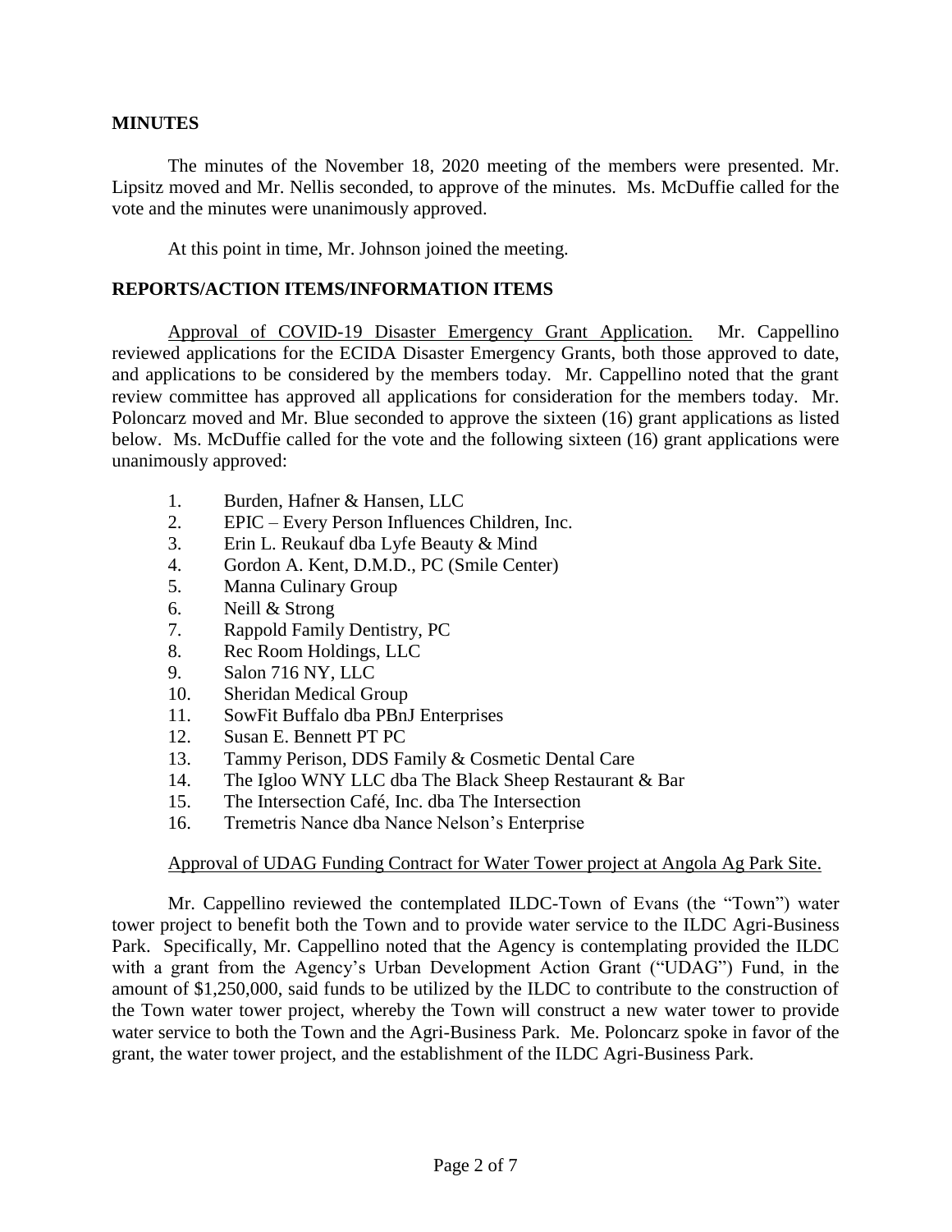## MINUTES

The minutes of the November 18, 2020 meeting of the members were presented. Mr. Lipsitz moved and Mr. Nellis seconded, to approve of the minutes. Ms. McDuffie called for the vote and the minutes were unanimously approved.

At this point in time, Mr. Johnson joined the meeting.

## REPORTS/ACTION ITEMS/INFORMATION ITEMS

Approval of COVID-19 Disaster Emergency Grant Application. Mr. Cappellino reviewed applications for the ECIDA Disaster Emergency Grants, both those approved to date, and applications to be considered by the members today. Mr. Cappellino noted that the grant review committee has approved all applications for consideration for the members today. Mr. Poloncarz moved and Mr. Blue seconded to approve the sixteen (16) grant applications as listed below. Ms. McDuffie called for the vote and the following sixteen (16) grant applications were unanimously approved:

1. Burden, Hafner & Hansen, LLC
2. EPIC – Every Person Influences Children, Inc.
3. Erin L. Reukauf dba Lyfe Beauty & Mind
4. Gordon A. Kent, D.M.D., PC (Smile Center)
5. Manna Culinary Group
6. Neill & Strong
7. Rappold Family Dentistry, PC
8. Rec Room Holdings, LLC
9. Salon 716 NY, LLC
10. Sheridan Medical Group
11. SowFit Buffalo dba PBnJ Enterprises
12. Susan E. Bennett PT PC
13. Tammy Perison, DDS Family & Cosmetic Dental Care
14. The Igloo WNY LLC dba The Black Sheep Restaurant & Bar
15. The Intersection Café, Inc. dba The Intersection
16. Tremetris Nance dba Nance Nelson's Enterprise

Approval of UDAG Funding Contract for Water Tower project at Angola Ag Park Site.

Mr. Cappellino reviewed the contemplated ILDC-Town of Evans (the "Town") water tower project to benefit both the Town and to provide water service to the ILDC Agri-Business Park. Specifically, Mr. Cappellino noted that the Agency is contemplating provided the ILDC with a grant from the Agency's Urban Development Action Grant ("UDAG") Fund, in the amount of $1,250,000, said funds to be utilized by the ILDC to contribute to the construction of the Town water tower project, whereby the Town will construct a new water tower to provide water service to both the Town and the Agri-Business Park. Me. Poloncarz spoke in favor of the grant, the water tower project, and the establishment of the ILDC Agri-Business Park.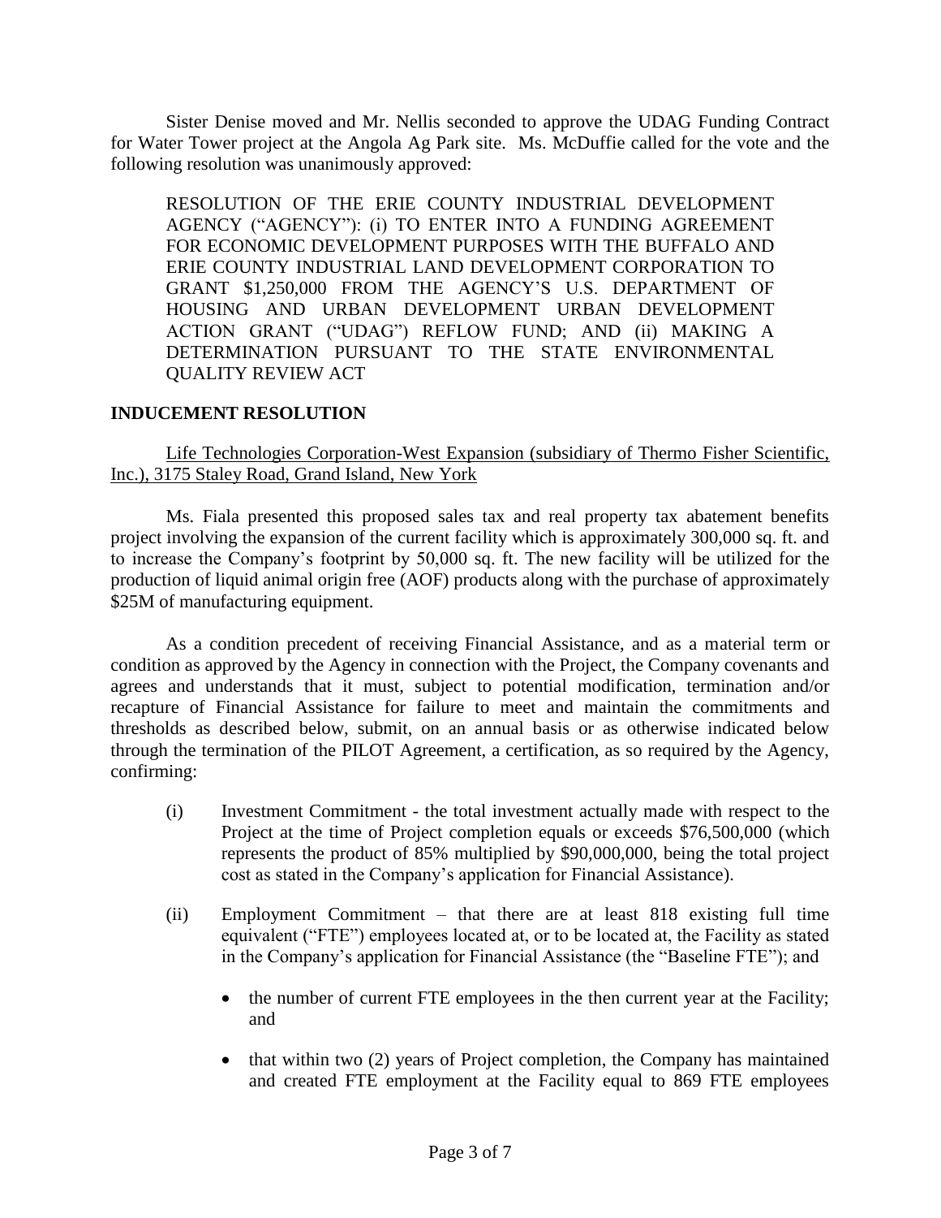Sister Denise moved and Mr. Nellis seconded to approve the UDAG Funding Contract for Water Tower project at the Angola Ag Park site. Ms. McDuffie called for the vote and the following resolution was unanimously approved:

> RESOLUTION OF THE ERIE COUNTY INDUSTRIAL DEVELOPMENT AGENCY ("AGENCY"): (i) TO ENTER INTO A FUNDING AGREEMENT FOR ECONOMIC DEVELOPMENT PURPOSES WITH THE BUFFALO AND ERIE COUNTY INDUSTRIAL LAND DEVELOPMENT CORPORATION TO GRANT $1,250,000 FROM THE AGENCY'S U.S. DEPARTMENT OF HOUSING AND URBAN DEVELOPMENT URBAN DEVELOPMENT ACTION GRANT ("UDAG") REFLOW FUND; AND (ii) MAKING A DETERMINATION PURSUANT TO THE STATE ENVIRONMENTAL QUALITY REVIEW ACT

**INDUCEMENT RESOLUTION**

Life Technologies Corporation-West Expansion (subsidiary of Thermo Fisher Scientific, Inc.), 3175 Staley Road, Grand Island, New York

Ms. Fiala presented this proposed sales tax and real property tax abatement benefits project involving the expansion of the current facility which is approximately 300,000 sq. ft. and to increase the Company's footprint by 50,000 sq. ft. The new facility will be utilized for the production of liquid animal origin free (AOF) products along with the purchase of approximately $25M of manufacturing equipment.

As a condition precedent of receiving Financial Assistance, and as a material term or condition as approved by the Agency in connection with the Project, the Company covenants and agrees and understands that it must, subject to potential modification, termination and/or recapture of Financial Assistance for failure to meet and maintain the commitments and thresholds as described below, submit, on an annual basis or as otherwise indicated below through the termination of the PILOT Agreement, a certification, as so required by the Agency, confirming:

(i) Investment Commitment - the total investment actually made with respect to the Project at the time of Project completion equals or exceeds $76,500,000 (which represents the product of 85% multiplied by $90,000,000, being the total project cost as stated in the Company's application for Financial Assistance).

(ii) Employment Commitment – that there are at least 818 existing full time equivalent ("FTE") employees located at, or to be located at, the Facility as stated in the Company's application for Financial Assistance (the "Baseline FTE"); and

- the number of current FTE employees in the then current year at the Facility; and
- that within two (2) years of Project completion, the Company has maintained and created FTE employment at the Facility equal to 869 FTE employees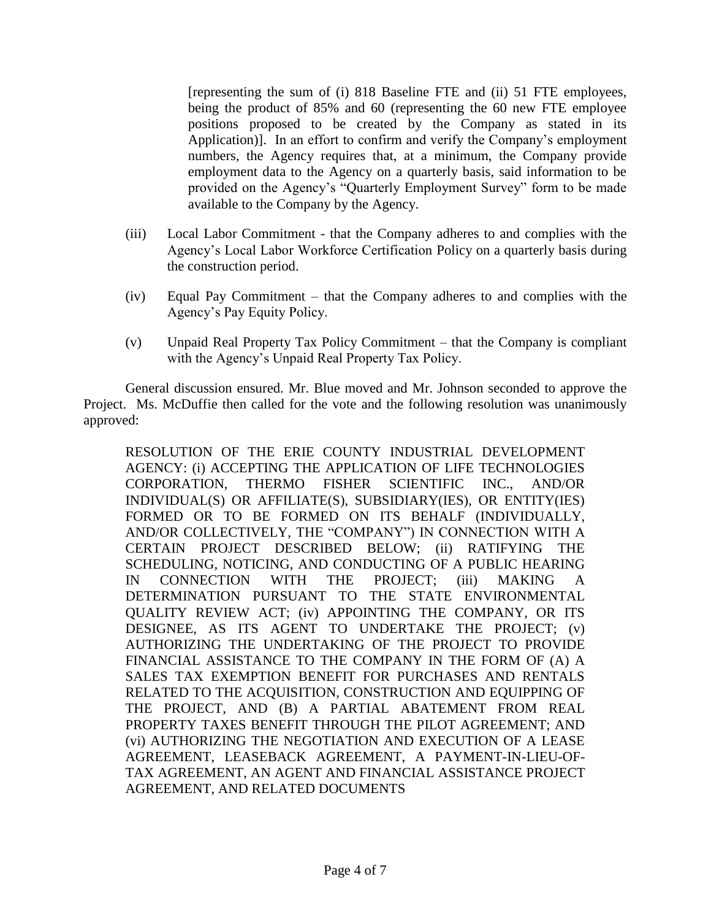[representing the sum of (i) 818 Baseline FTE and (ii) 51 FTE employees, being the product of 85% and 60 (representing the 60 new FTE employee positions proposed to be created by the Company as stated in its Application)]. In an effort to confirm and verify the Company's employment numbers, the Agency requires that, at a minimum, the Company provide employment data to the Agency on a quarterly basis, said information to be provided on the Agency's "Quarterly Employment Survey" form to be made available to the Company by the Agency.

(iii) Local Labor Commitment - that the Company adheres to and complies with the Agency's Local Labor Workforce Certification Policy on a quarterly basis during the construction period.

(iv) Equal Pay Commitment – that the Company adheres to and complies with the Agency's Pay Equity Policy.

(v) Unpaid Real Property Tax Policy Commitment – that the Company is compliant with the Agency's Unpaid Real Property Tax Policy.

General discussion ensured. Mr. Blue moved and Mr. Johnson seconded to approve the Project. Ms. McDuffie then called for the vote and the following resolution was unanimously approved:

RESOLUTION OF THE ERIE COUNTY INDUSTRIAL DEVELOPMENT AGENCY: (i) ACCEPTING THE APPLICATION OF LIFE TECHNOLOGIES CORPORATION, THERMO FISHER SCIENTIFIC INC., AND/OR INDIVIDUAL(S) OR AFFILIATE(S), SUBSIDIARY(IES), OR ENTITY(IES) FORMED OR TO BE FORMED ON ITS BEHALF (INDIVIDUALLY, AND/OR COLLECTIVELY, THE "COMPANY") IN CONNECTION WITH A CERTAIN PROJECT DESCRIBED BELOW; (ii) RATIFYING THE SCHEDULING, NOTICING, AND CONDUCTING OF A PUBLIC HEARING IN CONNECTION WITH THE PROJECT; (iii) MAKING A DETERMINATION PURSUANT TO THE STATE ENVIRONMENTAL QUALITY REVIEW ACT; (iv) APPOINTING THE COMPANY, OR ITS DESIGNEE, AS ITS AGENT TO UNDERTAKE THE PROJECT; (v) AUTHORIZING THE UNDERTAKING OF THE PROJECT TO PROVIDE FINANCIAL ASSISTANCE TO THE COMPANY IN THE FORM OF (A) A SALES TAX EXEMPTION BENEFIT FOR PURCHASES AND RENTALS RELATED TO THE ACQUISITION, CONSTRUCTION AND EQUIPPING OF THE PROJECT, AND (B) A PARTIAL ABATEMENT FROM REAL PROPERTY TAXES BENEFIT THROUGH THE PILOT AGREEMENT; AND (vi) AUTHORIZING THE NEGOTIATION AND EXECUTION OF A LEASE AGREEMENT, LEASEBACK AGREEMENT, A PAYMENT-IN-LIEU-OF-TAX AGREEMENT, AN AGENT AND FINANCIAL ASSISTANCE PROJECT AGREEMENT, AND RELATED DOCUMENTS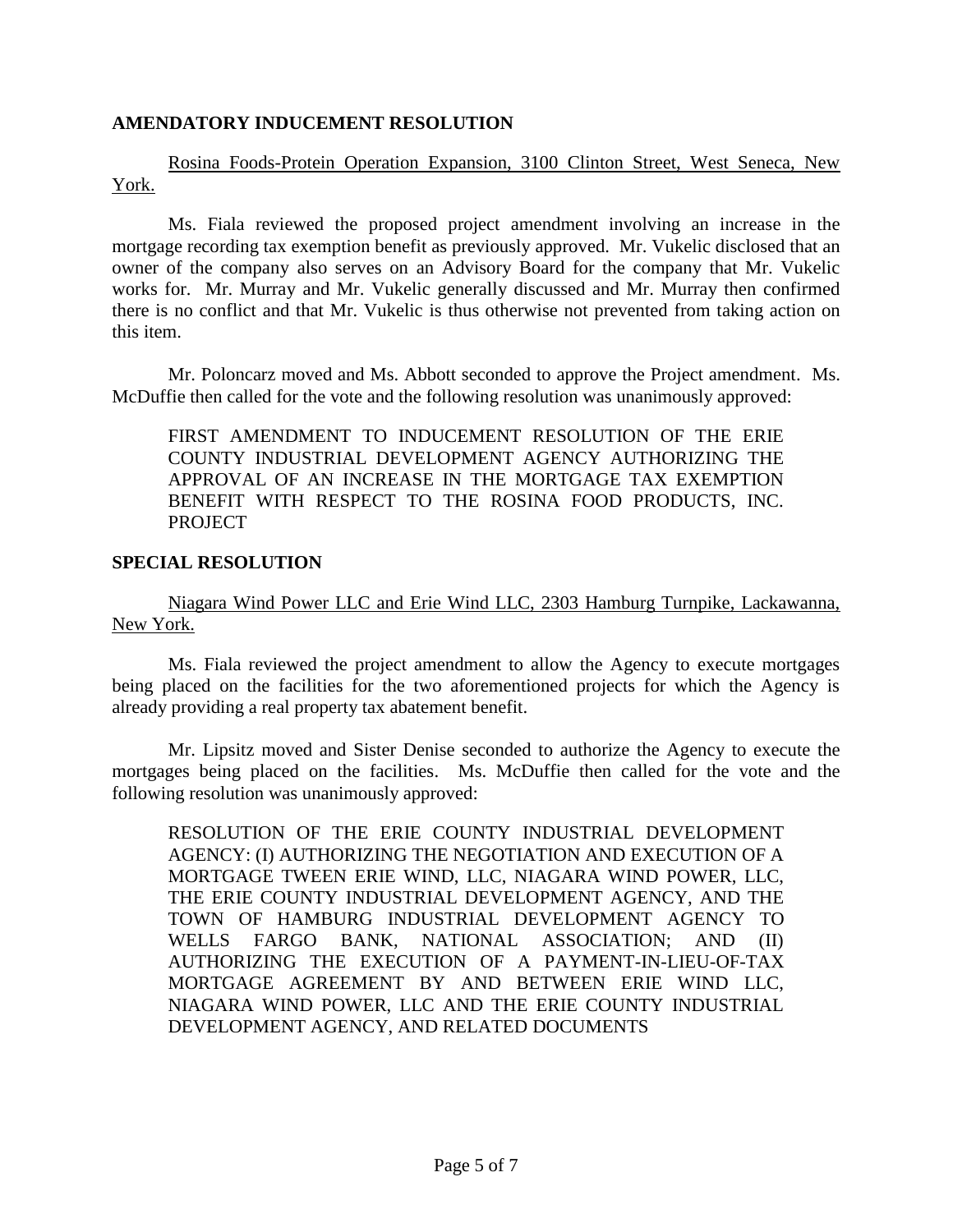**AMENDATORY INDUCEMENT RESOLUTION**

Rosina Foods-Protein Operation Expansion, 3100 Clinton Street, West Seneca, New York.

Ms. Fiala reviewed the proposed project amendment involving an increase in the mortgage recording tax exemption benefit as previously approved. Mr. Vukelic disclosed that an owner of the company also serves on an Advisory Board for the company that Mr. Vukelic works for. Mr. Murray and Mr. Vukelic generally discussed and Mr. Murray then confirmed there is no conflict and that Mr. Vukelic is thus otherwise not prevented from taking action on this item.

Mr. Poloncarz moved and Ms. Abbott seconded to approve the Project amendment. Ms. McDuffie then called for the vote and the following resolution was unanimously approved:

> FIRST AMENDMENT TO INDUCEMENT RESOLUTION OF THE ERIE COUNTY INDUSTRIAL DEVELOPMENT AGENCY AUTHORIZING THE APPROVAL OF AN INCREASE IN THE MORTGAGE TAX EXEMPTION BENEFIT WITH RESPECT TO THE ROSINA FOOD PRODUCTS, INC. PROJECT

**SPECIAL RESOLUTION**

Niagara Wind Power LLC and Erie Wind LLC, 2303 Hamburg Turnpike, Lackawanna, New York.

Ms. Fiala reviewed the project amendment to allow the Agency to execute mortgages being placed on the facilities for the two aforementioned projects for which the Agency is already providing a real property tax abatement benefit.

Mr. Lipsitz moved and Sister Denise seconded to authorize the Agency to execute the mortgages being placed on the facilities. Ms. McDuffie then called for the vote and the following resolution was unanimously approved:

> RESOLUTION OF THE ERIE COUNTY INDUSTRIAL DEVELOPMENT AGENCY: (I) AUTHORIZING THE NEGOTIATION AND EXECUTION OF A MORTGAGE TWEEN ERIE WIND, LLC, NIAGARA WIND POWER, LLC, THE ERIE COUNTY INDUSTRIAL DEVELOPMENT AGENCY, AND THE TOWN OF HAMBURG INDUSTRIAL DEVELOPMENT AGENCY TO WELLS FARGO BANK, NATIONAL ASSOCIATION; AND (II) AUTHORIZING THE EXECUTION OF A PAYMENT-IN-LIEU-OF-TAX MORTGAGE AGREEMENT BY AND BETWEEN ERIE WIND LLC, NIAGARA WIND POWER, LLC AND THE ERIE COUNTY INDUSTRIAL DEVELOPMENT AGENCY, AND RELATED DOCUMENTS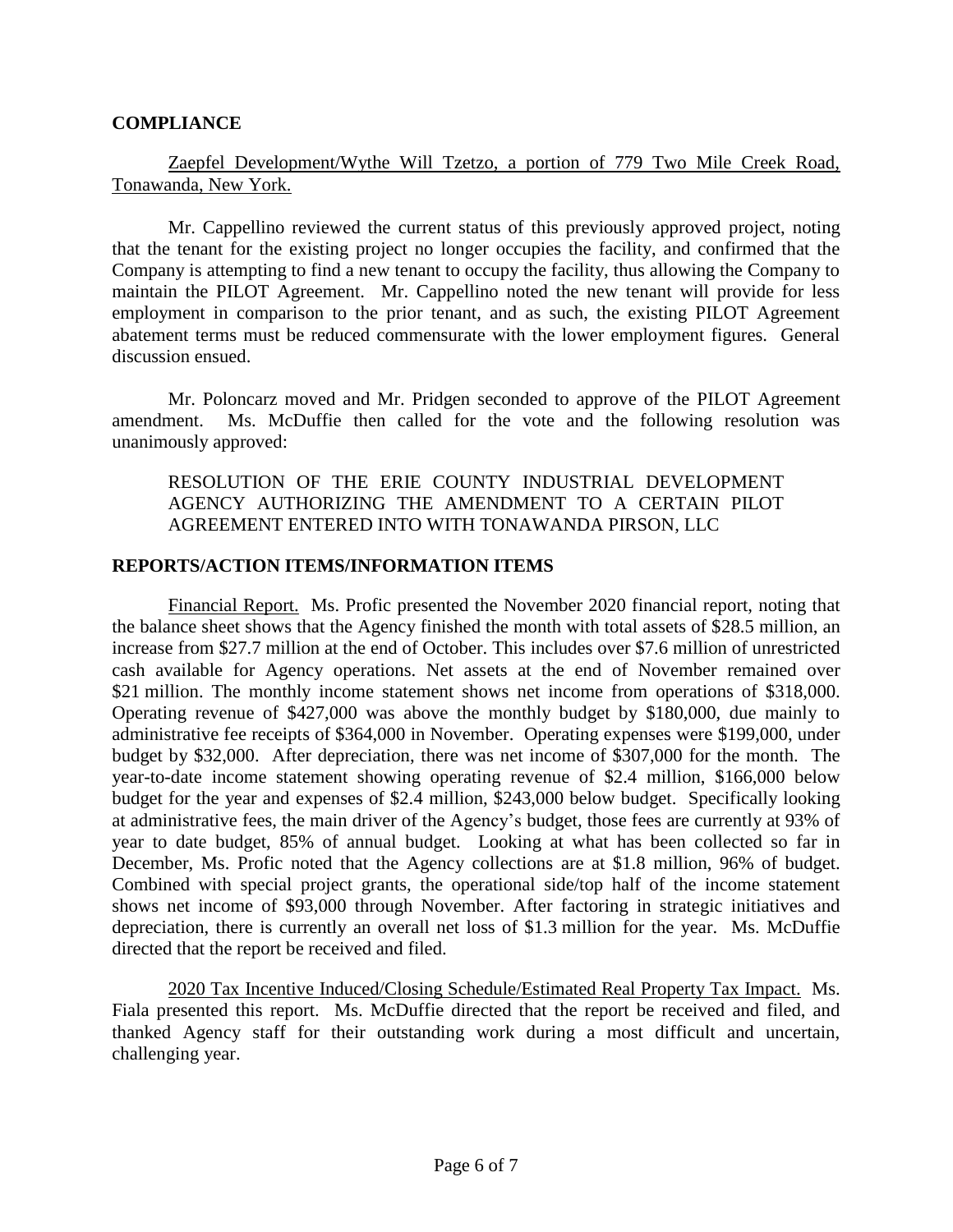**COMPLIANCE**

Zaepfel Development/Wythe Will Tzetzo, a portion of 779 Two Mile Creek Road, Tonawanda, New York.

Mr. Cappellino reviewed the current status of this previously approved project, noting that the tenant for the existing project no longer occupies the facility, and confirmed that the Company is attempting to find a new tenant to occupy the facility, thus allowing the Company to maintain the PILOT Agreement. Mr. Cappellino noted the new tenant will provide for less employment in comparison to the prior tenant, and as such, the existing PILOT Agreement abatement terms must be reduced commensurate with the lower employment figures. General discussion ensued.

Mr. Poloncarz moved and Mr. Pridgen seconded to approve of the PILOT Agreement amendment. Ms. McDuffie then called for the vote and the following resolution was unanimously approved:

> RESOLUTION OF THE ERIE COUNTY INDUSTRIAL DEVELOPMENT AGENCY AUTHORIZING THE AMENDMENT TO A CERTAIN PILOT AGREEMENT ENTERED INTO WITH TONAWANDA PIRSON, LLC

**REPORTS/ACTION ITEMS/INFORMATION ITEMS**

Financial Report. Ms. Profic presented the November 2020 financial report, noting that the balance sheet shows that the Agency finished the month with total assets of $28.5 million, an increase from $27.7 million at the end of October. This includes over $7.6 million of unrestricted cash available for Agency operations. Net assets at the end of November remained over $21 million. The monthly income statement shows net income from operations of $318,000. Operating revenue of $427,000 was above the monthly budget by $180,000, due mainly to administrative fee receipts of $364,000 in November. Operating expenses were $199,000, under budget by $32,000. After depreciation, there was net income of $307,000 for the month. The year-to-date income statement showing operating revenue of $2.4 million, $166,000 below budget for the year and expenses of $2.4 million, $243,000 below budget. Specifically looking at administrative fees, the main driver of the Agency's budget, those fees are currently at 93% of year to date budget, 85% of annual budget. Looking at what has been collected so far in December, Ms. Profic noted that the Agency collections are at $1.8 million, 96% of budget. Combined with special project grants, the operational side/top half of the income statement shows net income of $93,000 through November. After factoring in strategic initiatives and depreciation, there is currently an overall net loss of $1.3 million for the year. Ms. McDuffie directed that the report be received and filed.

2020 Tax Incentive Induced/Closing Schedule/Estimated Real Property Tax Impact. Ms. Fiala presented this report. Ms. McDuffie directed that the report be received and filed, and thanked Agency staff for their outstanding work during a most difficult and uncertain, challenging year.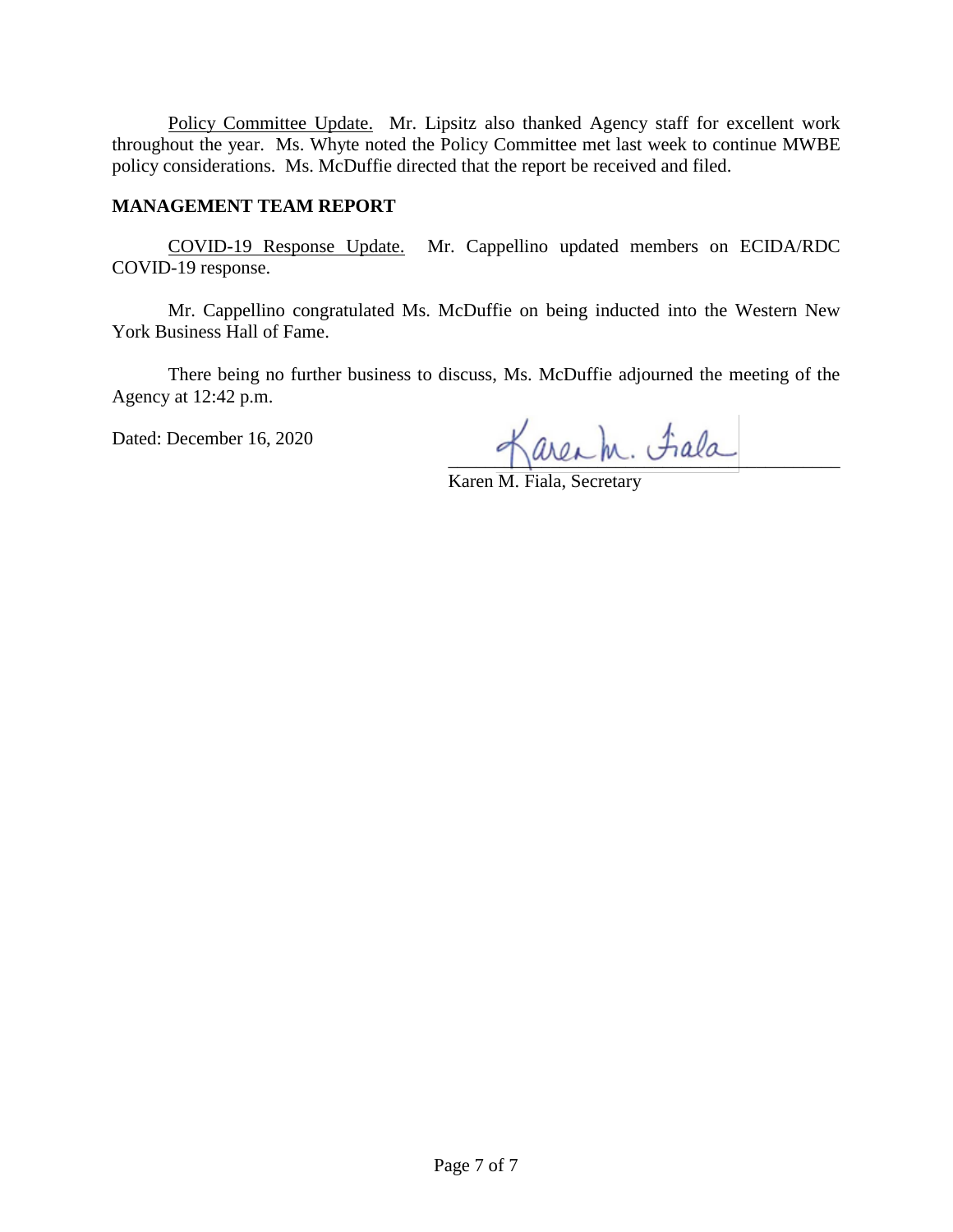Policy Committee Update. Mr. Lipsitz also thanked Agency staff for excellent work throughout the year. Ms. Whyte noted the Policy Committee met last week to continue MWBE policy considerations. Ms. McDuffie directed that the report be received and filed.

## MANAGEMENT TEAM REPORT

COVID-19 Response Update. Mr. Cappellino updated members on ECIDA/RDC COVID-19 response.

Mr. Cappellino congratulated Ms. McDuffie on being inducted into the Western New York Business Hall of Fame.

There being no further business to discuss, Ms. McDuffie adjourned the meeting of the Agency at 12:42 p.m.

Dated: December 16, 2020

Karen M. Fiala

Karen M. Fiala, Secretary